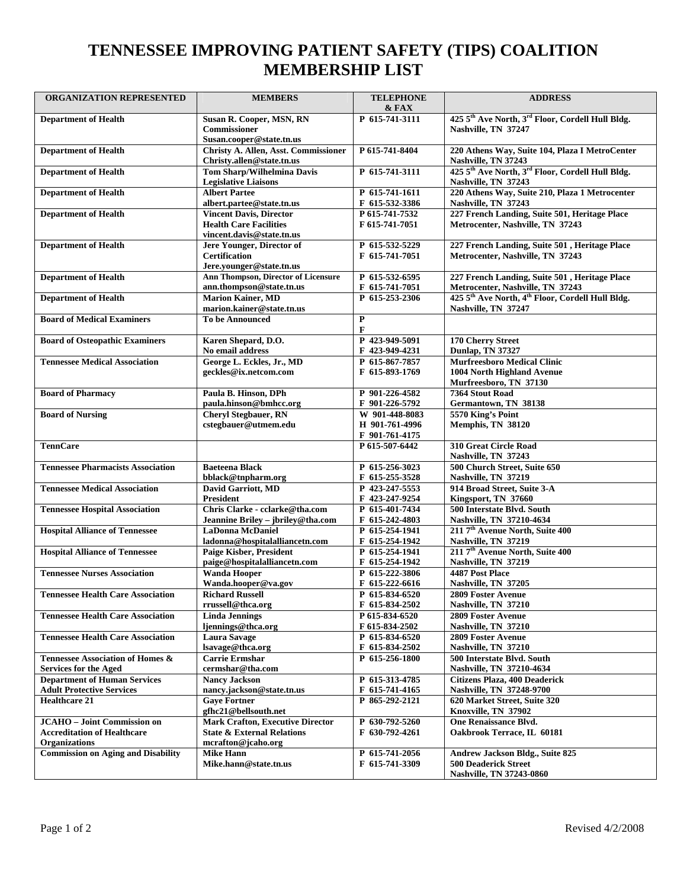# TENNESSEE IMPROVING PATIENT SAFETY (TIPS) COALITION MEMBERSHIP LIST

| ORGANIZATION REPRESENTED | MEMBERS | TELEPHONE & FAX | ADDRESS |
|---|---|---|---|
| Department of Health | Susan R. Cooper, MSN, RN<br>Commissioner<br>Susan.cooper@state.tn.us | P 615-741-3111 | 425 5th Ave North, 3rd Floor, Cordell Hull Bldg.<br>Nashville, TN 37247 |
| Department of Health | Christy A. Allen, Asst. Commissioner<br>Christy.allen@state.tn.us | P 615-741-8404 | 220 Athens Way, Suite 104, Plaza I MetroCenter<br>Nashville, TN 37243 |
| Department of Health | Tom Sharp/Wilhelmina Davis<br>Legislative Liaisons | P 615-741-3111 | 425 5th Ave North, 3rd Floor, Cordell Hull Bldg.<br>Nashville, TN 37243 |
| Department of Health | Albert Partee<br>albert.partee@state.tn.us | P 615-741-1611<br>F 615-532-3386 | 220 Athens Way, Suite 210, Plaza 1 Metrocenter<br>Nashville, TN 37243 |
| Department of Health | Vincent Davis, Director<br>Health Care Facilities<br>vincent.davis@state.tn.us | P 615-741-7532<br>F 615-741-7051 | 227 French Landing, Suite 501, Heritage Place<br>Metrocenter, Nashville, TN 37243 |
| Department of Health | Jere Younger, Director of<br>Certification<br>Jere.younger@state.tn.us | P 615-532-5229<br>F 615-741-7051 | 227 French Landing, Suite 501 , Heritage Place<br>Metrocenter, Nashville, TN 37243 |
| Department of Health | Ann Thompson, Director of Licensure<br>ann.thompson@state.tn.us | P 615-532-6595<br>F 615-741-7051 | 227 French Landing, Suite 501 , Heritage Place<br>Metrocenter, Nashville, TN 37243 |
| Department of Health | Marion Kainer, MD<br>marion.kainer@state.tn.us | P 615-253-2306 | 425 5th Ave North, 4th Floor, Cordell Hull Bldg.<br>Nashville, TN 37247 |
| Board of Medical Examiners | To be Announced | P<br>F | |
| Board of Osteopathic Examiners | Karen Shepard, D.O.<br>No email address | P 423-949-5091<br>F 423-949-4231 | 170 Cherry Street<br>Dunlap, TN 37327 |
| Tennessee Medical Association | George L. Eckles, Jr., MD<br>geckles@ix.netcom.com | P 615-867-7857<br>F 615-893-1769 | Murfreesboro Medical Clinic<br>1004 North Highland Avenue<br>Murfreesboro, TN 37130 |
| Board of Pharmacy | Paula B. Hinson, DPh<br>paula.hinson@bmhcc.org | P 901-226-4582<br>F 901-226-5792 | 7364 Stout Road<br>Germantown, TN 38138 |
| Board of Nursing | Cheryl Stegbauer, RN<br>cstegbauer@utmem.edu | W 901-448-8083<br>H 901-761-4996<br>F 901-761-4175 | 5570 King's Point<br>Memphis, TN 38120 |
| TennCare | | P 615-507-6442 | 310 Great Circle Road<br>Nashville, TN 37243 |
| Tennessee Pharmacists Association | Baeteena Black<br>bblack@tnpharm.org | P 615-256-3023<br>F 615-255-3528 | 500 Church Street, Suite 650<br>Nashville, TN 37219 |
| Tennessee Medical Association | David Garriott, MD<br>President | P 423-247-5553<br>F 423-247-9254 | 914 Broad Street, Suite 3-A<br>Kingsport, TN 37660 |
| Tennessee Hospital Association | Chris Clarke - cclarke@tha.com<br>Jeannine Briley – jbriley@tha.com | P 615-401-7434<br>F 615-242-4803 | 500 Interstate Blvd. South<br>Nashville, TN 37210-4634 |
| Hospital Alliance of Tennessee | LaDonna McDaniel<br>ladonna@hospitalalliancetn.com | P 615-254-1941<br>F 615-254-1942 | 211 7th Avenue North, Suite 400<br>Nashville, TN 37219 |
| Hospital Alliance of Tennessee | Paige Kisber, President<br>paige@hospitalalliancetn.com | P 615-254-1941<br>F 615-254-1942 | 211 7th Avenue North, Suite 400<br>Nashville, TN 37219 |
| Tennessee Nurses Association | Wanda Hooper<br>Wanda.hooper@va.gov | P 615-222-3806<br>F 615-222-6616 | 4487 Post Place<br>Nashville, TN 37205 |
| Tennessee Health Care Association | Richard Russell<br>rrussell@thca.org | P 615-834-6520<br>F 615-834-2502 | 2809 Foster Avenue<br>Nashville, TN 37210 |
| Tennessee Health Care Association | Linda Jennings<br>ljennings@thca.org | P 615-834-6520<br>F 615-834-2502 | 2809 Foster Avenue<br>Nashville, TN 37210 |
| Tennessee Health Care Association | Laura Savage<br>lsavage@thca.org | P 615-834-6520<br>F 615-834-2502 | 2809 Foster Avenue<br>Nashville, TN 37210 |
| Tennessee Association of Homes & Services for the Aged | Carrie Ermshar<br>cermshar@tha.com | P 615-256-1800 | 500 Interstate Blvd. South<br>Nashville, TN 37210-4634 |
| Department of Human Services Adult Protective Services | Nancy Jackson<br>nancy.jackson@state.tn.us | P 615-313-4785<br>F 615-741-4165 | Citizens Plaza, 400 Deaderick<br>Nashville, TN 37248-9700 |
| Healthcare 21 | Gaye Fortner<br>gfhc21@bellsouth.net | P 865-292-2121 | 620 Market Street, Suite 320<br>Knoxville, TN 37902 |
| JCAHO – Joint Commission on Accreditation of Healthcare Organizations | Mark Crafton, Executive Director<br>State & External Relations<br>mcrafton@jcaho.org | P 630-792-5260<br>F 630-792-4261 | One Renaissance Blvd.<br>Oakbrook Terrace, IL 60181 |
| Commission on Aging and Disability | Mike Hann<br>Mike.hann@state.tn.us | P 615-741-2056<br>F 615-741-3309 | Andrew Jackson Bldg., Suite 825<br>500 Deaderick Street<br>Nashville, TN 37243-0860 |

Revised 4/2/2008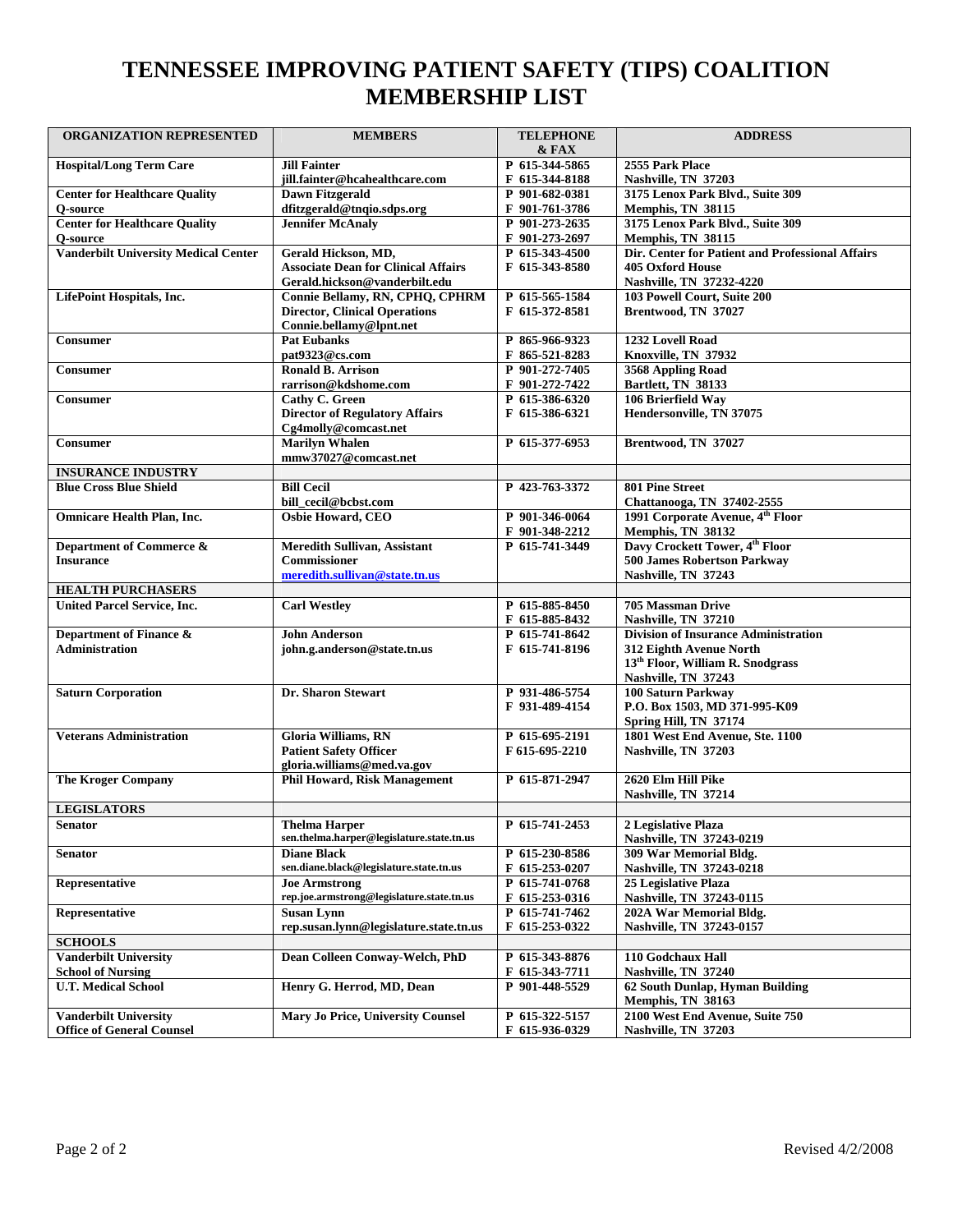# TENNESSEE IMPROVING PATIENT SAFETY (TIPS) COALITION MEMBERSHIP LIST

| ORGANIZATION REPRESENTED | MEMBERS | TELEPHONE & FAX | ADDRESS |
|---|---|---|---|
| **Hospital/Long Term Care** | **Jill Fainter** jill.fainter@hcahealthcare.com | P 615-344-5865 F 615-344-8188 | 2555 Park Place Nashville, TN 37203 |
| **Center for Healthcare Quality Q-source** | **Dawn Fitzgerald** dfitzgerald@tnqio.sdps.org | P 901-682-0381 F 901-761-3786 | 3175 Lenox Park Blvd., Suite 309 Memphis, TN 38115 |
| **Center for Healthcare Quality Q-source** | **Jennifer McAnaly** | P 901-273-2635 F 901-273-2697 | 3175 Lenox Park Blvd., Suite 309 Memphis, TN 38115 |
| **Vanderbilt University Medical Center** | **Gerald Hickson, MD, Associate Dean for Clinical Affairs** Gerald.hickson@vanderbilt.edu | P 615-343-4500 F 615-343-8580 | Dir. Center for Patient and Professional Affairs 405 Oxford House Nashville, TN 37232-4220 |
| **LifePoint Hospitals, Inc.** | **Connie Bellamy, RN, CPHQ, CPHRM Director, Clinical Operations** Connie.bellamy@lpnt.net | P 615-565-1584 F 615-372-8581 | 103 Powell Court, Suite 200 Brentwood, TN 37027 |
| **Consumer** | **Pat Eubanks** pat9323@cs.com | P 865-966-9323 F 865-521-8283 | 1232 Lovell Road Knoxville, TN 37932 |
| **Consumer** | **Ronald B. Arrison** rarrison@kdshome.com | P 901-272-7405 F 901-272-7422 | 3568 Appling Road Bartlett, TN 38133 |
| **Consumer** | **Cathy C. Green Director of Regulatory Affairs** Cg4molly@comcast.net | P 615-386-6320 F 615-386-6321 | 106 Brierfield Way Hendersonville, TN 37075 |
| **Consumer** | **Marilyn Whalen** mmw37027@comcast.net | P 615-377-6953 | Brentwood, TN 37027 |
| **INSURANCE INDUSTRY** | | | |
| **Blue Cross Blue Shield** | **Bill Cecil** bill_cecil@bcbst.com | P 423-763-3372 | 801 Pine Street Chattanooga, TN 37402-2555 |
| **Omnicare Health Plan, Inc.** | **Osbie Howard, CEO** | P 901-346-0064 F 901-348-2212 | 1991 Corporate Avenue, 4th Floor Memphis, TN 38132 |
| **Department of Commerce & Insurance** | **Meredith Sullivan, Assistant Commissioner** meredith.sullivan@state.tn.us | P 615-741-3449 | Davy Crockett Tower, 4th Floor 500 James Robertson Parkway Nashville, TN 37243 |
| **HEALTH PURCHASERS** | | | |
| **United Parcel Service, Inc.** | **Carl Westley** | P 615-885-8450 F 615-885-8432 | 705 Massman Drive Nashville, TN 37210 |
| **Department of Finance & Administration** | **John Anderson** john.g.anderson@state.tn.us | P 615-741-8642 F 615-741-8196 | Division of Insurance Administration 312 Eighth Avenue North 13th Floor, William R. Snodgrass Nashville, TN 37243 |
| **Saturn Corporation** | **Dr. Sharon Stewart** | P 931-486-5754 F 931-489-4154 | 100 Saturn Parkway P.O. Box 1503, MD 371-995-K09 Spring Hill, TN 37174 |
| **Veterans Administration** | **Gloria Williams, RN Patient Safety Officer** gloria.williams@med.va.gov | P 615-695-2191 F 615-695-2210 | 1801 West End Avenue, Ste. 1100 Nashville, TN 37203 |
| **The Kroger Company** | **Phil Howard, Risk Management** | P 615-871-2947 | 2620 Elm Hill Pike Nashville, TN 37214 |
| **LEGISLATORS** | | | |
| **Senator** | **Thelma Harper** sen.thelma.harper@legislature.state.tn.us | P 615-741-2453 | 2 Legislative Plaza Nashville, TN 37243-0219 |
| **Senator** | **Diane Black** sen.diane.black@legislature.state.tn.us | P 615-230-8586 F 615-253-0207 | 309 War Memorial Bldg. Nashville, TN 37243-0218 |
| **Representative** | **Joe Armstrong** rep.joe.armstrong@legislature.state.tn.us | P 615-741-0768 F 615-253-0316 | 25 Legislative Plaza Nashville, TN 37243-0115 |
| **Representative** | **Susan Lynn** rep.susan.lynn@legislature.state.tn.us | P 615-741-7462 F 615-253-0322 | 202A War Memorial Bldg. Nashville, TN 37243-0157 |
| **SCHOOLS** | | | |
| **Vanderbilt University School of Nursing** | **Dean Colleen Conway-Welch, PhD** | P 615-343-8876 F 615-343-7711 | 110 Godchaux Hall Nashville, TN 37240 |
| **U.T. Medical School** | **Henry G. Herrod, MD, Dean** | P 901-448-5529 | 62 South Dunlap, Hyman Building Memphis, TN 38163 |
| **Vanderbilt University Office of General Counsel** | **Mary Jo Price, University Counsel** | P 615-322-5157 F 615-936-0329 | 2100 West End Avenue, Suite 750 Nashville, TN 37203 |

Revised 4/2/2008